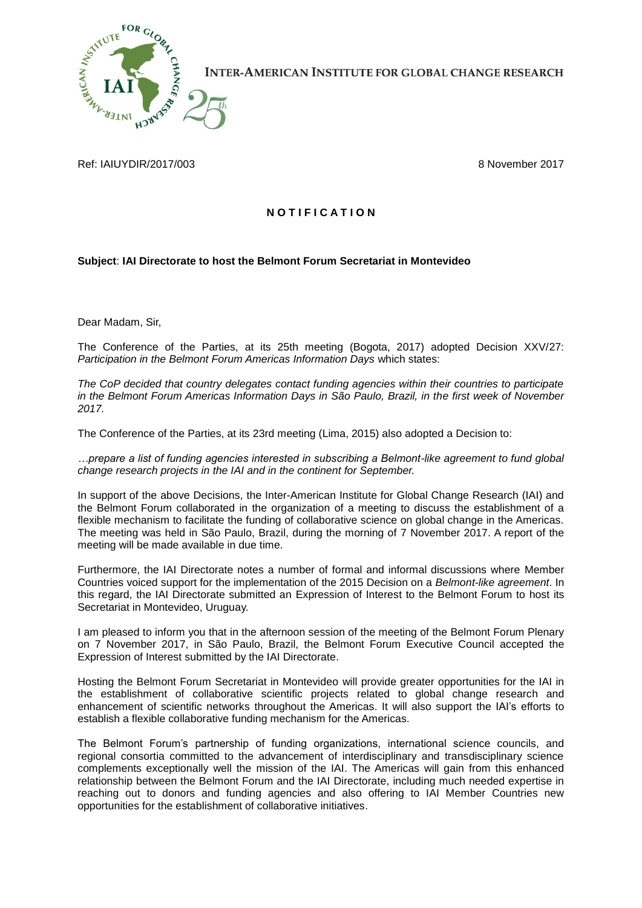**INTER-AMERICAN INSTITUTE FOR GLOBAL CHANGE RESEARCH**

Ref: IAIUYDIR/2017/003

8 November 2017

## N O T I F I C A T I O N

**Subject**: **IAI Directorate to host the Belmont Forum Secretariat in Montevideo**

Dear Madam, Sir,

The Conference of the Parties, at its 25th meeting (Bogota, 2017) adopted Decision XXV/27: *Participation in the Belmont Forum Americas Information Days* which states:

*The CoP decided that country delegates contact funding agencies within their countries to participate in the Belmont Forum Americas Information Days in São Paulo, Brazil, in the first week of November 2017.*

The Conference of the Parties, at its 23rd meeting (Lima, 2015) also adopted a Decision to:

*…prepare a list of funding agencies interested in subscribing a Belmont-like agreement to fund global change research projects in the IAI and in the continent for September.*

In support of the above Decisions, the Inter-American Institute for Global Change Research (IAI) and the Belmont Forum collaborated in the organization of a meeting to discuss the establishment of a flexible mechanism to facilitate the funding of collaborative science on global change in the Americas. The meeting was held in São Paulo, Brazil, during the morning of 7 November 2017. A report of the meeting will be made available in due time.

Furthermore, the IAI Directorate notes a number of formal and informal discussions where Member Countries voiced support for the implementation of the 2015 Decision on a *Belmont-like agreement*. In this regard, the IAI Directorate submitted an Expression of Interest to the Belmont Forum to host its Secretariat in Montevideo, Uruguay.

I am pleased to inform you that in the afternoon session of the meeting of the Belmont Forum Plenary on 7 November 2017, in São Paulo, Brazil, the Belmont Forum Executive Council accepted the Expression of Interest submitted by the IAI Directorate.

Hosting the Belmont Forum Secretariat in Montevideo will provide greater opportunities for the IAI in the establishment of collaborative scientific projects related to global change research and enhancement of scientific networks throughout the Americas. It will also support the IAI's efforts to establish a flexible collaborative funding mechanism for the Americas.

The Belmont Forum's partnership of funding organizations, international science councils, and regional consortia committed to the advancement of interdisciplinary and transdisciplinary science complements exceptionally well the mission of the IAI. The Americas will gain from this enhanced relationship between the Belmont Forum and the IAI Directorate, including much needed expertise in reaching out to donors and funding agencies and also offering to IAI Member Countries new opportunities for the establishment of collaborative initiatives.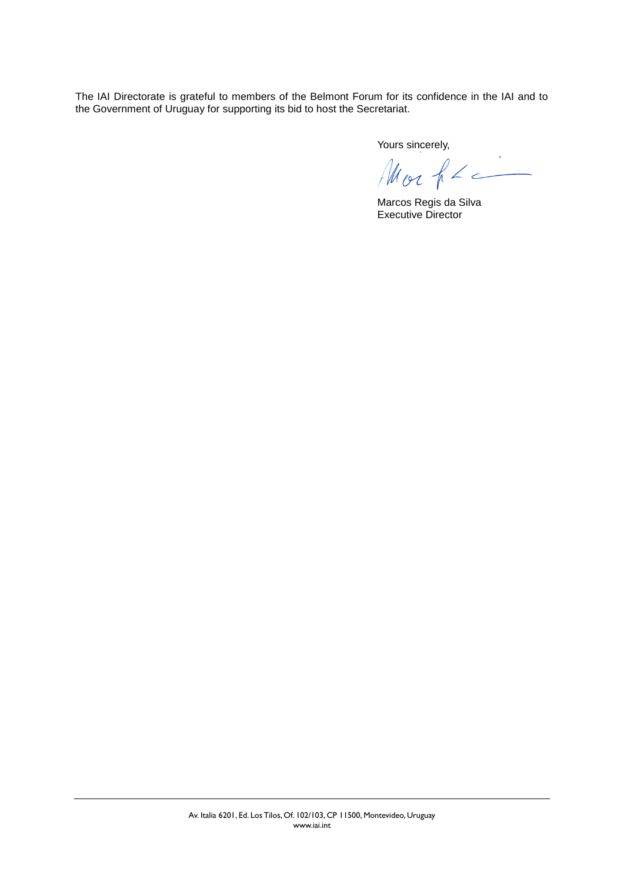The IAI Directorate is grateful to members of the Belmont Forum for its confidence in the IAI and to the Government of Uruguay for supporting its bid to host the Secretariat.

Yours sincerely,

Marcos Regis da Silva
Executive Director